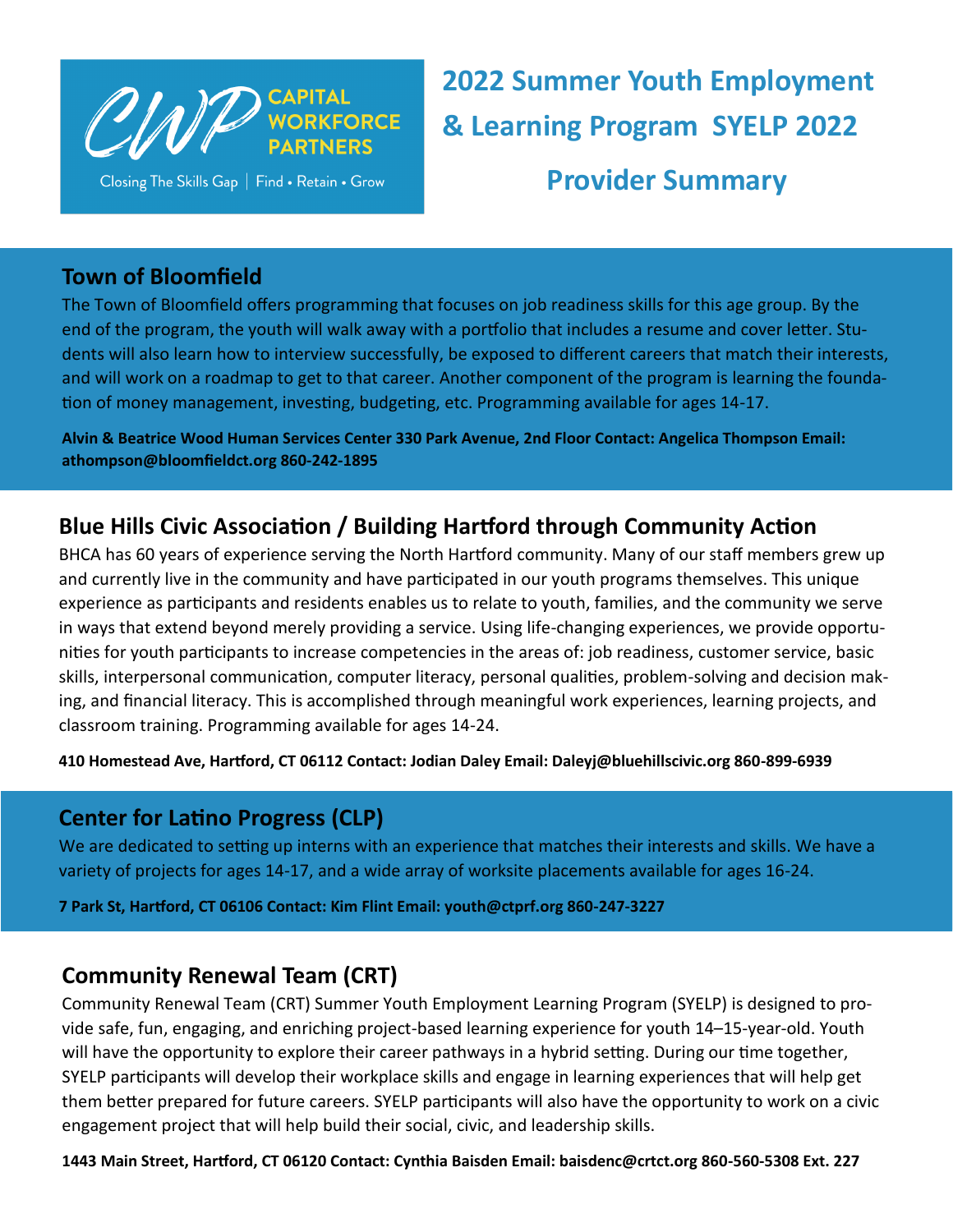CWP CAPITAL WORKFORCE PARTNERS

Closing The Skills Gap | Find • Retain • Grow

# 2022 Summer Youth Employment & Learning Program SYELP 2022

# Provider Summary

## Town of Bloomfield

The Town of Bloomfield offers programming that focuses on job readiness skills for this age group. By the end of the program, the youth will walk away with a portfolio that includes a resume and cover letter. Students will also learn how to interview successfully, be exposed to different careers that match their interests, and will work on a roadmap to get to that career. Another component of the program is learning the foundation of money management, investing, budgeting, etc. Programming available for ages 14-17.

**Alvin & Beatrice Wood Human Services Center 330 Park Avenue, 2nd Floor Contact: Angelica Thompson Email: athompson@bloomfieldct.org 860-242-1895**

## Blue Hills Civic Association / Building Hartford through Community Action

BHCA has 60 years of experience serving the North Hartford community. Many of our staff members grew up and currently live in the community and have participated in our youth programs themselves. This unique experience as participants and residents enables us to relate to youth, families, and the community we serve in ways that extend beyond merely providing a service. Using life-changing experiences, we provide opportunities for youth participants to increase competencies in the areas of: job readiness, customer service, basic skills, interpersonal communication, computer literacy, personal qualities, problem-solving and decision making, and financial literacy. This is accomplished through meaningful work experiences, learning projects, and classroom training. Programming available for ages 14-24.

**410 Homestead Ave, Hartford, CT 06112 Contact: Jodian Daley Email: Daleyj@bluehillscivic.org 860-899-6939**

## Center for Latino Progress (CLP)

We are dedicated to setting up interns with an experience that matches their interests and skills. We have a variety of projects for ages 14-17, and a wide array of worksite placements available for ages 16-24.

**7 Park St, Hartford, CT 06106 Contact: Kim Flint Email: youth@ctprf.org 860-247-3227**

## Community Renewal Team (CRT)

Community Renewal Team (CRT) Summer Youth Employment Learning Program (SYELP) is designed to provide safe, fun, engaging, and enriching project-based learning experience for youth 14–15-year-old. Youth will have the opportunity to explore their career pathways in a hybrid setting. During our time together, SYELP participants will develop their workplace skills and engage in learning experiences that will help get them better prepared for future careers. SYELP participants will also have the opportunity to work on a civic engagement project that will help build their social, civic, and leadership skills.

**1443 Main Street, Hartford, CT 06120 Contact: Cynthia Baisden Email: baisdenc@crtct.org 860-560-5308 Ext. 227**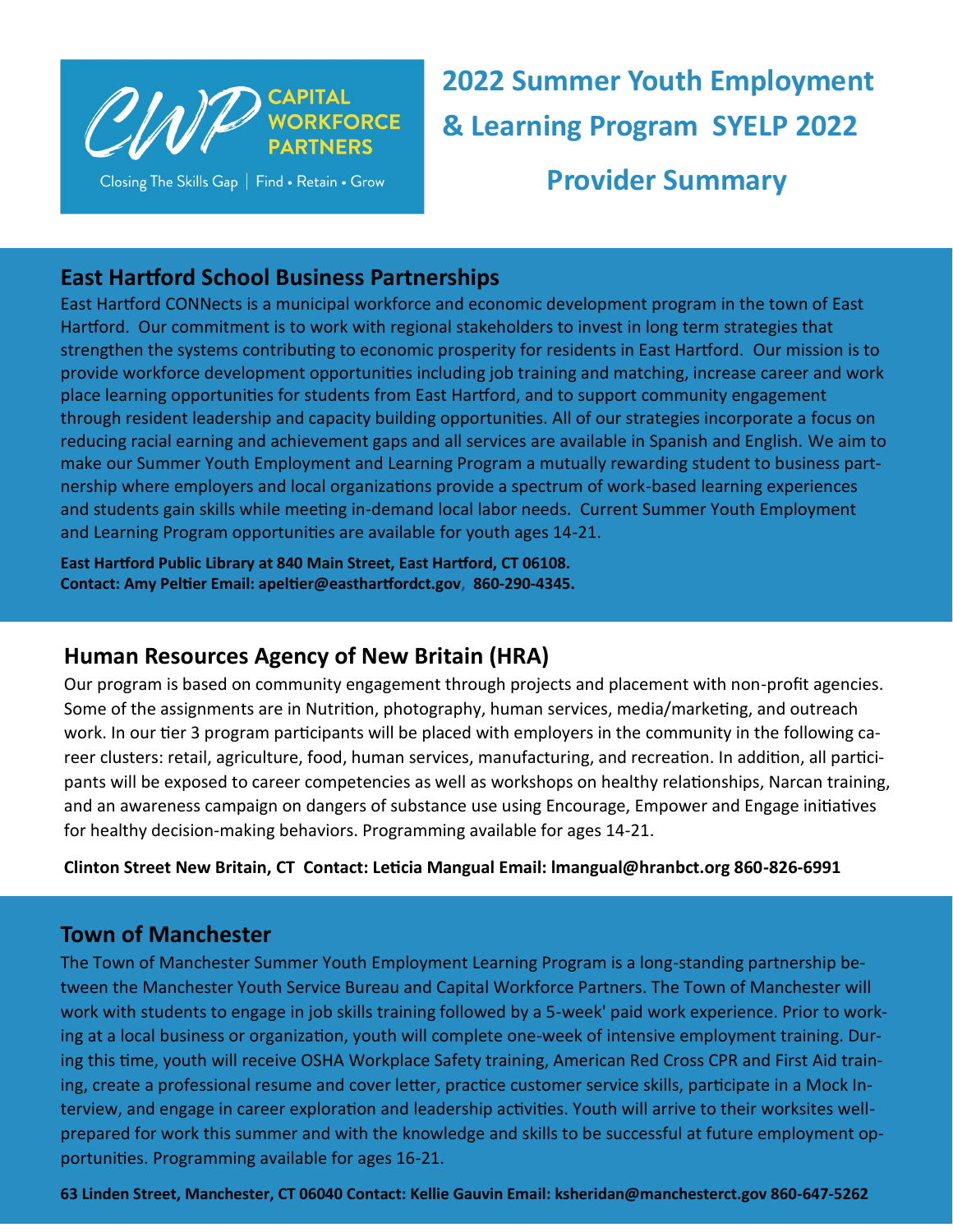CWP CAPITAL WORKFORCE PARTNERS

Closing The Skills Gap | Find • Retain • Grow

# 2022 Summer Youth Employment & Learning Program SYELP 2022

# Provider Summary

## East Hartford School Business Partnerships

East Hartford CONNects is a municipal workforce and economic development program in the town of East Hartford. Our commitment is to work with regional stakeholders to invest in long term strategies that strengthen the systems contributing to economic prosperity for residents in East Hartford. Our mission is to provide workforce development opportunities including job training and matching, increase career and work place learning opportunities for students from East Hartford, and to support community engagement through resident leadership and capacity building opportunities. All of our strategies incorporate a focus on reducing racial earning and achievement gaps and all services are available in Spanish and English. We aim to make our Summer Youth Employment and Learning Program a mutually rewarding student to business partnership where employers and local organizations provide a spectrum of work-based learning experiences and students gain skills while meeting in-demand local labor needs. Current Summer Youth Employment and Learning Program opportunities are available for youth ages 14-21.

**East Hartford Public Library at 840 Main Street, East Hartford, CT 06108.**
**Contact: Amy Peltier Email: apeltier@easthartfordct.gov, 860-290-4345.**

## Human Resources Agency of New Britain (HRA)

Our program is based on community engagement through projects and placement with non-profit agencies. Some of the assignments are in Nutrition, photography, human services, media/marketing, and outreach work. In our tier 3 program participants will be placed with employers in the community in the following career clusters: retail, agriculture, food, human services, manufacturing, and recreation. In addition, all participants will be exposed to career competencies as well as workshops on healthy relationships, Narcan training, and an awareness campaign on dangers of substance use using Encourage, Empower and Engage initiatives for healthy decision-making behaviors. Programming available for ages 14-21.

**Clinton Street New Britain, CT Contact: Leticia Mangual Email: lmangual@hranbct.org 860-826-6991**

## Town of Manchester

The Town of Manchester Summer Youth Employment Learning Program is a long-standing partnership between the Manchester Youth Service Bureau and Capital Workforce Partners. The Town of Manchester will work with students to engage in job skills training followed by a 5-week' paid work experience. Prior to working at a local business or organization, youth will complete one-week of intensive employment training. During this time, youth will receive OSHA Workplace Safety training, American Red Cross CPR and First Aid training, create a professional resume and cover letter, practice customer service skills, participate in a Mock Interview, and engage in career exploration and leadership activities. Youth will arrive to their worksites well-prepared for work this summer and with the knowledge and skills to be successful at future employment opportunities. Programming available for ages 16-21.

**63 Linden Street, Manchester, CT 06040 Contact: Kellie Gauvin Email: ksheridan@manchesterct.gov 860-647-5262**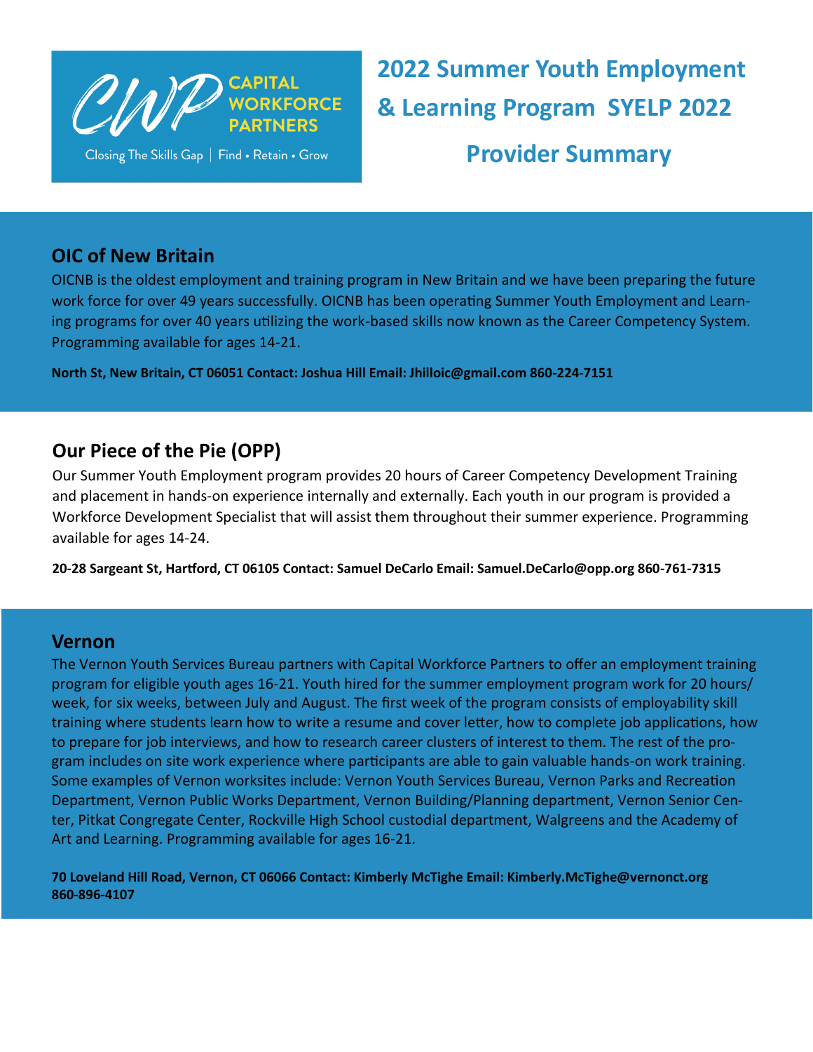CAPITAL WORKFORCE PARTNERS

Closing The Skills Gap | Find • Retain • Grow

# 2022 Summer Youth Employment & Learning Program SYELP 2022

# Provider Summary

## OIC of New Britain

OICNB is the oldest employment and training program in New Britain and we have been preparing the future work force for over 49 years successfully. OICNB has been operating Summer Youth Employment and Learning programs for over 40 years utilizing the work-based skills now known as the Career Competency System. Programming available for ages 14-21.

**North St, New Britain, CT 06051 Contact: Joshua Hill Email: Jhilloic@gmail.com 860-224-7151**

## Our Piece of the Pie (OPP)

Our Summer Youth Employment program provides 20 hours of Career Competency Development Training and placement in hands-on experience internally and externally. Each youth in our program is provided a Workforce Development Specialist that will assist them throughout their summer experience. Programming available for ages 14-24.

**20-28 Sargeant St, Hartford, CT 06105 Contact: Samuel DeCarlo Email: Samuel.DeCarlo@opp.org 860-761-7315**

## Vernon

The Vernon Youth Services Bureau partners with Capital Workforce Partners to offer an employment training program for eligible youth ages 16-21. Youth hired for the summer employment program work for 20 hours/week, for six weeks, between July and August. The first week of the program consists of employability skill training where students learn how to write a resume and cover letter, how to complete job applications, how to prepare for job interviews, and how to research career clusters of interest to them. The rest of the program includes on site work experience where participants are able to gain valuable hands-on work training. Some examples of Vernon worksites include: Vernon Youth Services Bureau, Vernon Parks and Recreation Department, Vernon Public Works Department, Vernon Building/Planning department, Vernon Senior Center, Pitkat Congregate Center, Rockville High School custodial department, Walgreens and the Academy of Art and Learning. Programming available for ages 16-21.

**70 Loveland Hill Road, Vernon, CT 06066 Contact: Kimberly McTighe Email: Kimberly.McTighe@vernonct.org 860-896-4107**